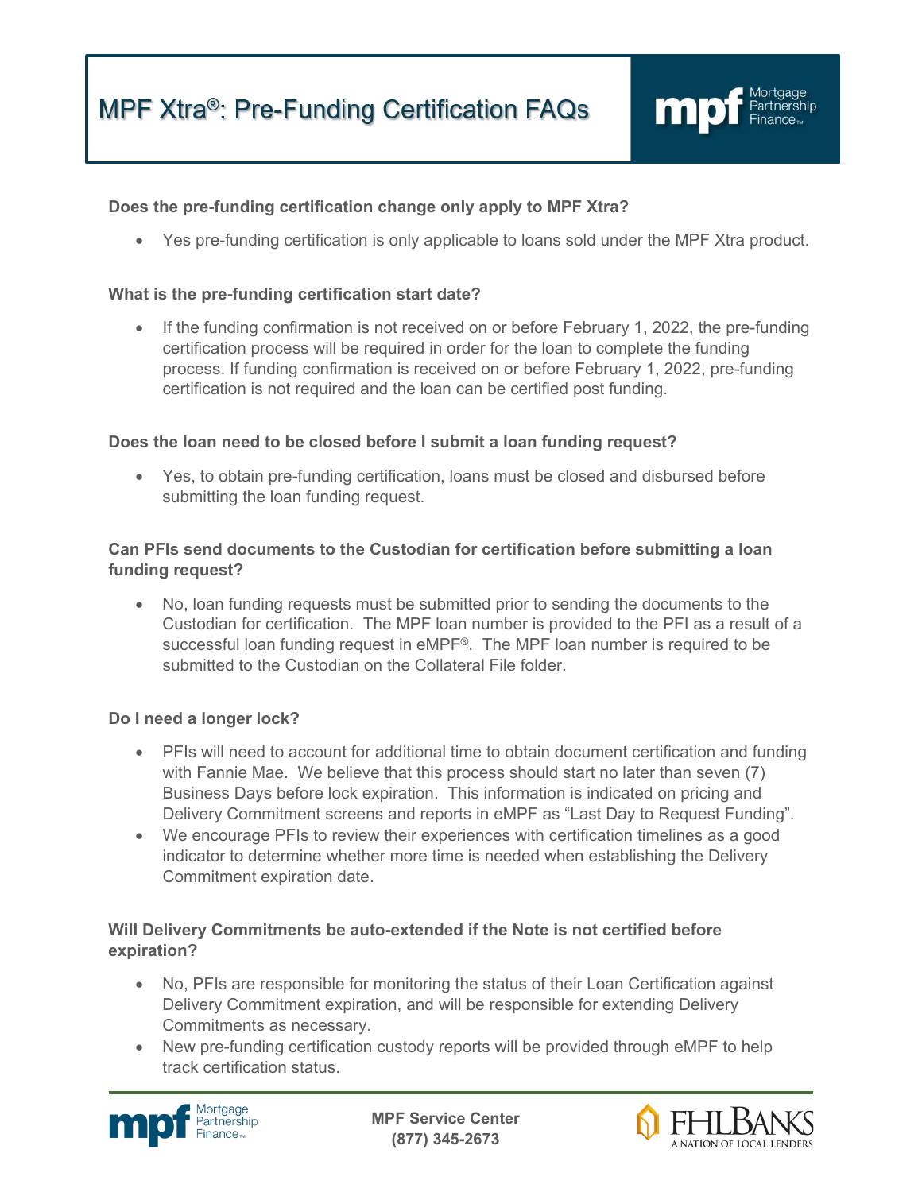# MPF Xtra®: Pre-Funding Certification FAQs

**Does the pre-funding certification change only apply to MPF Xtra?**

- Yes pre-funding certification is only applicable to loans sold under the MPF Xtra product.

**What is the pre-funding certification start date?**

- If the funding confirmation is not received on or before February 1, 2022, the pre-funding certification process will be required in order for the loan to complete the funding process. If funding confirmation is received on or before February 1, 2022, pre-funding certification is not required and the loan can be certified post funding.

**Does the loan need to be closed before I submit a loan funding request?**

- Yes, to obtain pre-funding certification, loans must be closed and disbursed before submitting the loan funding request.

**Can PFIs send documents to the Custodian for certification before submitting a loan funding request?**

- No, loan funding requests must be submitted prior to sending the documents to the Custodian for certification. The MPF loan number is provided to the PFI as a result of a successful loan funding request in eMPF®. The MPF loan number is required to be submitted to the Custodian on the Collateral File folder.

**Do I need a longer lock?**

- PFIs will need to account for additional time to obtain document certification and funding with Fannie Mae. We believe that this process should start no later than seven (7) Business Days before lock expiration. This information is indicated on pricing and Delivery Commitment screens and reports in eMPF as "Last Day to Request Funding".
- We encourage PFIs to review their experiences with certification timelines as a good indicator to determine whether more time is needed when establishing the Delivery Commitment expiration date.

**Will Delivery Commitments be auto-extended if the Note is not certified before expiration?**

- No, PFIs are responsible for monitoring the status of their Loan Certification against Delivery Commitment expiration, and will be responsible for extending Delivery Commitments as necessary.
- New pre-funding certification custody reports will be provided through eMPF to help track certification status.

MPF Service Center
(877) 345-2673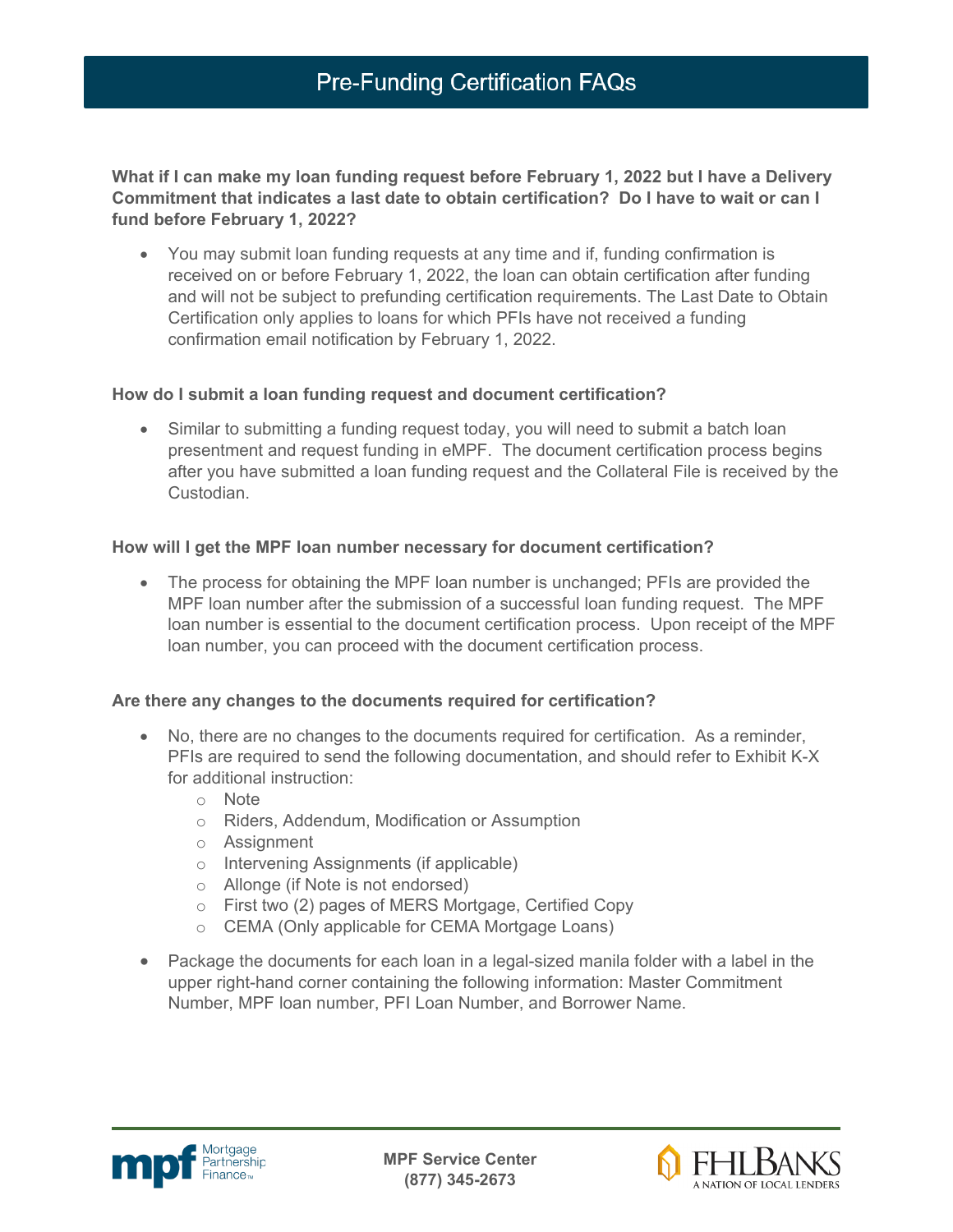# Pre-Funding Certification FAQs

**What if I can make my loan funding request before February 1, 2022 but I have a Delivery Commitment that indicates a last date to obtain certification? Do I have to wait or can I fund before February 1, 2022?**

- You may submit loan funding requests at any time and if, funding confirmation is received on or before February 1, 2022, the loan can obtain certification after funding and will not be subject to prefunding certification requirements. The Last Date to Obtain Certification only applies to loans for which PFIs have not received a funding confirmation email notification by February 1, 2022.

**How do I submit a loan funding request and document certification?**

- Similar to submitting a funding request today, you will need to submit a batch loan presentment and request funding in eMPF. The document certification process begins after you have submitted a loan funding request and the Collateral File is received by the Custodian.

**How will I get the MPF loan number necessary for document certification?**

- The process for obtaining the MPF loan number is unchanged; PFIs are provided the MPF loan number after the submission of a successful loan funding request. The MPF loan number is essential to the document certification process. Upon receipt of the MPF loan number, you can proceed with the document certification process.

**Are there any changes to the documents required for certification?**

- No, there are no changes to the documents required for certification. As a reminder, PFIs are required to send the following documentation, and should refer to Exhibit K-X for additional instruction:
  - Note
  - Riders, Addendum, Modification or Assumption
  - Assignment
  - Intervening Assignments (if applicable)
  - Allonge (if Note is not endorsed)
  - First two (2) pages of MERS Mortgage, Certified Copy
  - CEMA (Only applicable for CEMA Mortgage Loans)
- Package the documents for each loan in a legal-sized manila folder with a label in the upper right-hand corner containing the following information: Master Commitment Number, MPF loan number, PFI Loan Number, and Borrower Name.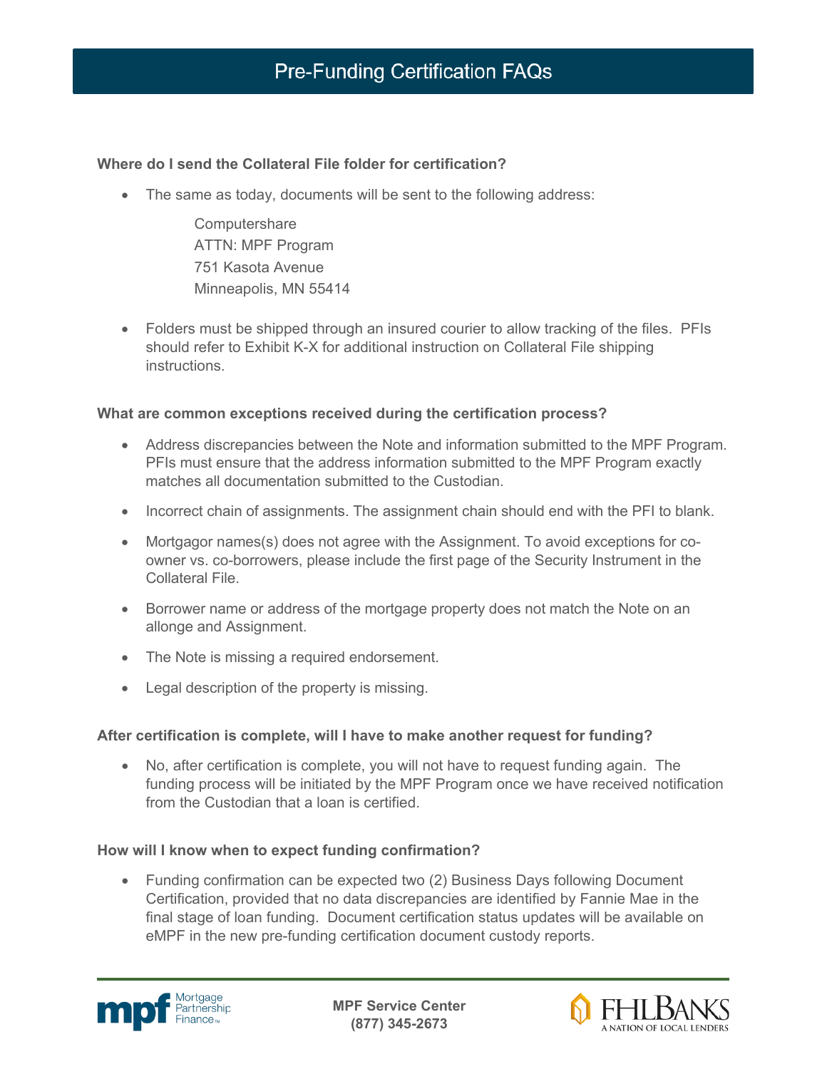# Pre-Funding Certification FAQs

**Where do I send the Collateral File folder for certification?**

- The same as today, documents will be sent to the following address:

  Computershare
  ATTN: MPF Program
  751 Kasota Avenue
  Minneapolis, MN 55414

- Folders must be shipped through an insured courier to allow tracking of the files. PFIs should refer to Exhibit K-X for additional instruction on Collateral File shipping instructions.

**What are common exceptions received during the certification process?**

- Address discrepancies between the Note and information submitted to the MPF Program. PFIs must ensure that the address information submitted to the MPF Program exactly matches all documentation submitted to the Custodian.
- Incorrect chain of assignments. The assignment chain should end with the PFI to blank.
- Mortgagor names(s) does not agree with the Assignment. To avoid exceptions for co-owner vs. co-borrowers, please include the first page of the Security Instrument in the Collateral File.
- Borrower name or address of the mortgage property does not match the Note on an allonge and Assignment.
- The Note is missing a required endorsement.
- Legal description of the property is missing.

**After certification is complete, will I have to make another request for funding?**

- No, after certification is complete, you will not have to request funding again. The funding process will be initiated by the MPF Program once we have received notification from the Custodian that a loan is certified.

**How will I know when to expect funding confirmation?**

- Funding confirmation can be expected two (2) Business Days following Document Certification, provided that no data discrepancies are identified by Fannie Mae in the final stage of loan funding. Document certification status updates will be available on eMPF in the new pre-funding certification document custody reports.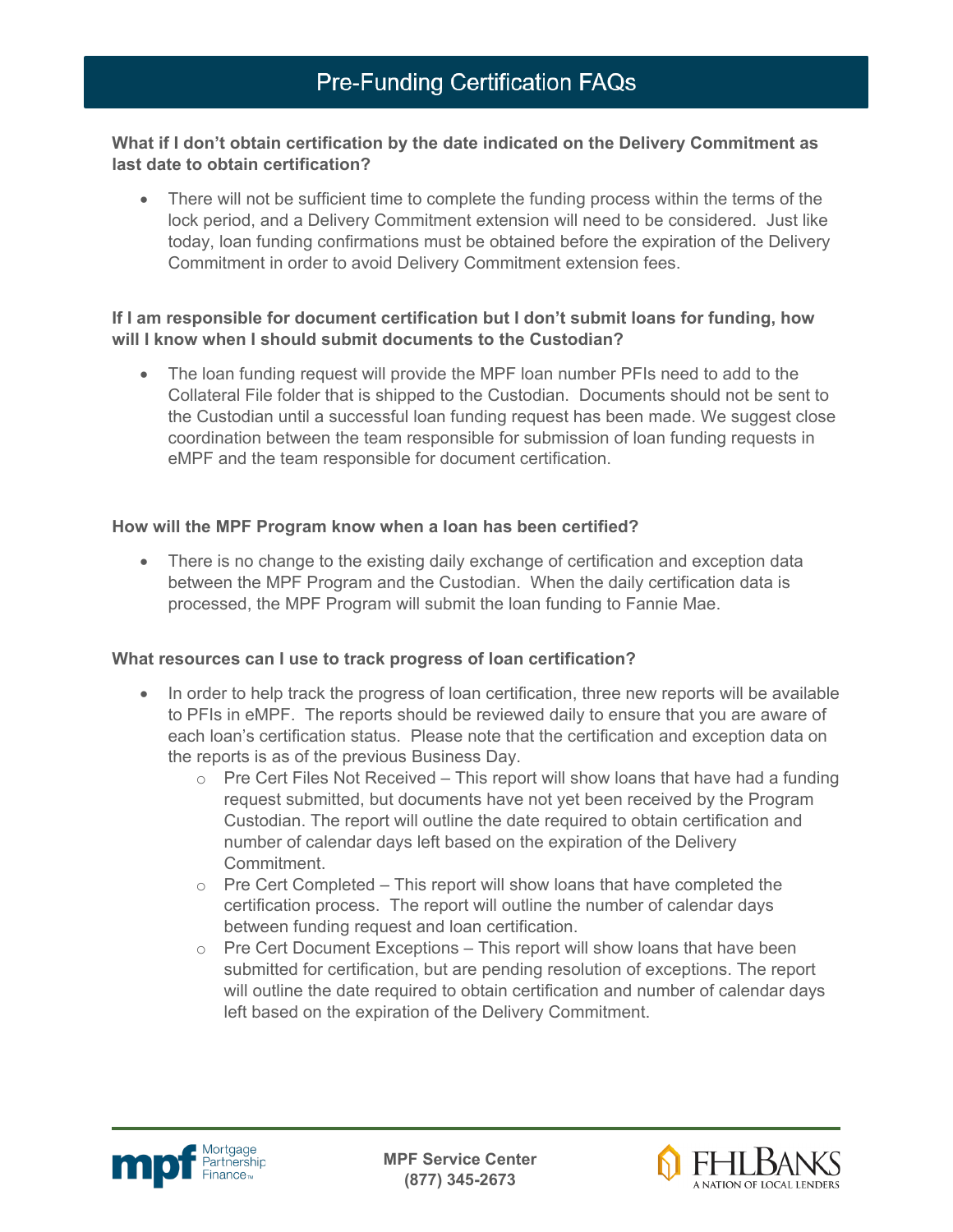# Pre-Funding Certification FAQs

**What if I don't obtain certification by the date indicated on the Delivery Commitment as last date to obtain certification?**

- There will not be sufficient time to complete the funding process within the terms of the lock period, and a Delivery Commitment extension will need to be considered. Just like today, loan funding confirmations must be obtained before the expiration of the Delivery Commitment in order to avoid Delivery Commitment extension fees.

**If I am responsible for document certification but I don't submit loans for funding, how will I know when I should submit documents to the Custodian?**

- The loan funding request will provide the MPF loan number PFIs need to add to the Collateral File folder that is shipped to the Custodian. Documents should not be sent to the Custodian until a successful loan funding request has been made. We suggest close coordination between the team responsible for submission of loan funding requests in eMPF and the team responsible for document certification.

**How will the MPF Program know when a loan has been certified?**

- There is no change to the existing daily exchange of certification and exception data between the MPF Program and the Custodian. When the daily certification data is processed, the MPF Program will submit the loan funding to Fannie Mae.

**What resources can I use to track progress of loan certification?**

- In order to help track the progress of loan certification, three new reports will be available to PFIs in eMPF. The reports should be reviewed daily to ensure that you are aware of each loan's certification status. Please note that the certification and exception data on the reports is as of the previous Business Day.
  - Pre Cert Files Not Received – This report will show loans that have had a funding request submitted, but documents have not yet been received by the Program Custodian. The report will outline the date required to obtain certification and number of calendar days left based on the expiration of the Delivery Commitment.
  - Pre Cert Completed – This report will show loans that have completed the certification process. The report will outline the number of calendar days between funding request and loan certification.
  - Pre Cert Document Exceptions – This report will show loans that have been submitted for certification, but are pending resolution of exceptions. The report will outline the date required to obtain certification and number of calendar days left based on the expiration of the Delivery Commitment.

**MPF Service Center**
**(877) 345-2673**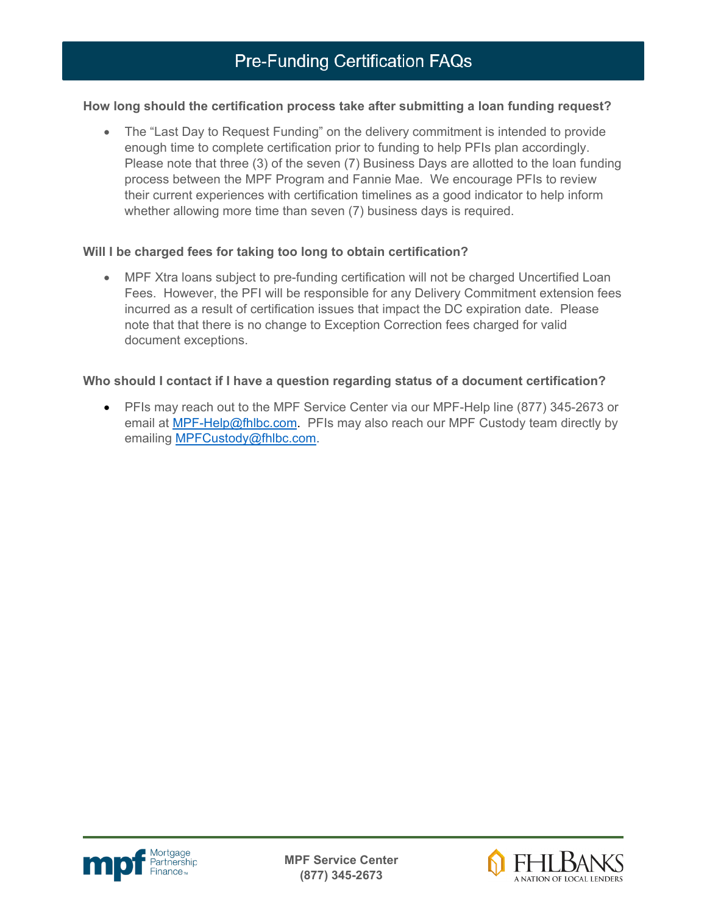# Pre-Funding Certification FAQs

**How long should the certification process take after submitting a loan funding request?**

- The "Last Day to Request Funding" on the delivery commitment is intended to provide enough time to complete certification prior to funding to help PFIs plan accordingly. Please note that three (3) of the seven (7) Business Days are allotted to the loan funding process between the MPF Program and Fannie Mae. We encourage PFIs to review their current experiences with certification timelines as a good indicator to help inform whether allowing more time than seven (7) business days is required.

**Will I be charged fees for taking too long to obtain certification?**

- MPF Xtra loans subject to pre-funding certification will not be charged Uncertified Loan Fees. However, the PFI will be responsible for any Delivery Commitment extension fees incurred as a result of certification issues that impact the DC expiration date. Please note that that there is no change to Exception Correction fees charged for valid document exceptions.

**Who should I contact if I have a question regarding status of a document certification?**

- PFIs may reach out to the MPF Service Center via our MPF-Help line (877) 345-2673 or email at MPF-Help@fhlbc.com. PFIs may also reach our MPF Custody team directly by emailing MPFCustody@fhlbc.com.